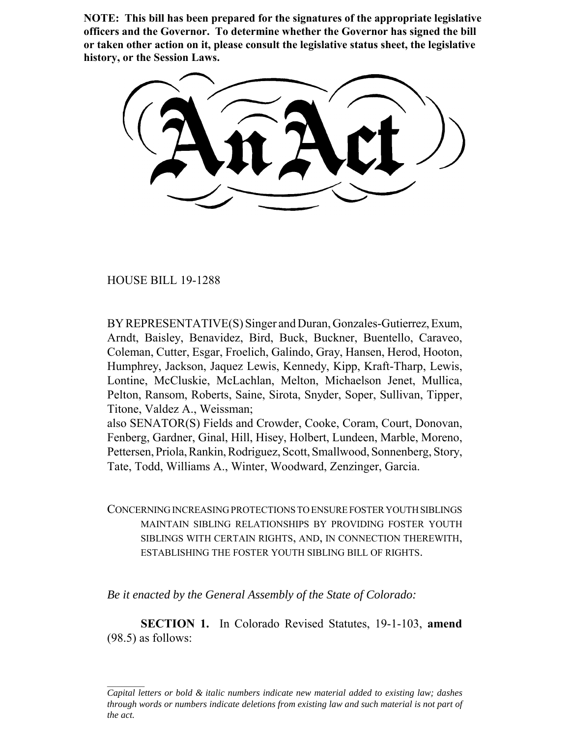**NOTE: This bill has been prepared for the signatures of the appropriate legislative officers and the Governor. To determine whether the Governor has signed the bill or taken other action on it, please consult the legislative status sheet, the legislative history, or the Session Laws.**

# An Act

HOUSE BILL 19-1288

BY REPRESENTATIVE(S) Singer and Duran, Gonzales-Gutierrez, Exum, Arndt, Baisley, Benavidez, Bird, Buck, Buckner, Buentello, Caraveo, Coleman, Cutter, Esgar, Froelich, Galindo, Gray, Hansen, Herod, Hooton, Humphrey, Jackson, Jaquez Lewis, Kennedy, Kipp, Kraft-Tharp, Lewis, Lontine, McCluskie, McLachlan, Melton, Michaelson Jenet, Mullica, Pelton, Ransom, Roberts, Saine, Sirota, Snyder, Soper, Sullivan, Tipper, Titone, Valdez A., Weissman;
also SENATOR(S) Fields and Crowder, Cooke, Coram, Court, Donovan, Fenberg, Gardner, Ginal, Hill, Hisey, Holbert, Lundeen, Marble, Moreno, Pettersen, Priola, Rankin, Rodriguez, Scott, Smallwood, Sonnenberg, Story, Tate, Todd, Williams A., Winter, Woodward, Zenzinger, Garcia.

CONCERNING INCREASING PROTECTIONS TO ENSURE FOSTER YOUTH SIBLINGS MAINTAIN SIBLING RELATIONSHIPS BY PROVIDING FOSTER YOUTH SIBLINGS WITH CERTAIN RIGHTS, AND, IN CONNECTION THEREWITH, ESTABLISHING THE FOSTER YOUTH SIBLING BILL OF RIGHTS.

*Be it enacted by the General Assembly of the State of Colorado:*

**SECTION 1.** In Colorado Revised Statutes, 19-1-103, **amend** (98.5) as follows:

*Capital letters or bold & italic numbers indicate new material added to existing law; dashes through words or numbers indicate deletions from existing law and such material is not part of the act.*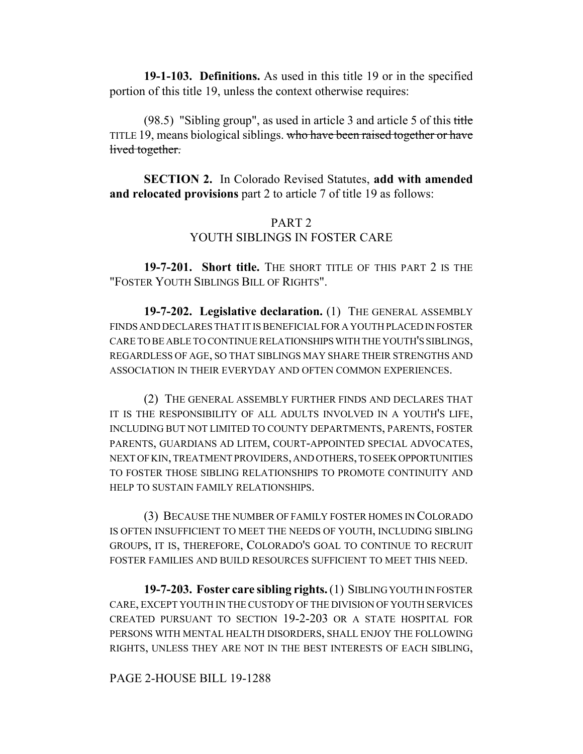**19-1-103. Definitions.** As used in this title 19 or in the specified portion of this title 19, unless the context otherwise requires:

(98.5) "Sibling group", as used in article 3 and article 5 of this ~~title~~ TITLE 19, means biological siblings. ~~who have been raised together or have lived together.~~

**SECTION 2.** In Colorado Revised Statutes, **add with amended and relocated provisions** part 2 to article 7 of title 19 as follows:

PART 2
YOUTH SIBLINGS IN FOSTER CARE

**19-7-201. Short title.** THE SHORT TITLE OF THIS PART 2 IS THE "FOSTER YOUTH SIBLINGS BILL OF RIGHTS".

**19-7-202. Legislative declaration.** (1) THE GENERAL ASSEMBLY FINDS AND DECLARES THAT IT IS BENEFICIAL FOR A YOUTH PLACED IN FOSTER CARE TO BE ABLE TO CONTINUE RELATIONSHIPS WITH THE YOUTH'S SIBLINGS, REGARDLESS OF AGE, SO THAT SIBLINGS MAY SHARE THEIR STRENGTHS AND ASSOCIATION IN THEIR EVERYDAY AND OFTEN COMMON EXPERIENCES.

(2) THE GENERAL ASSEMBLY FURTHER FINDS AND DECLARES THAT IT IS THE RESPONSIBILITY OF ALL ADULTS INVOLVED IN A YOUTH'S LIFE, INCLUDING BUT NOT LIMITED TO COUNTY DEPARTMENTS, PARENTS, FOSTER PARENTS, GUARDIANS AD LITEM, COURT-APPOINTED SPECIAL ADVOCATES, NEXT OF KIN, TREATMENT PROVIDERS, AND OTHERS, TO SEEK OPPORTUNITIES TO FOSTER THOSE SIBLING RELATIONSHIPS TO PROMOTE CONTINUITY AND HELP TO SUSTAIN FAMILY RELATIONSHIPS.

(3) BECAUSE THE NUMBER OF FAMILY FOSTER HOMES IN COLORADO IS OFTEN INSUFFICIENT TO MEET THE NEEDS OF YOUTH, INCLUDING SIBLING GROUPS, IT IS, THEREFORE, COLORADO'S GOAL TO CONTINUE TO RECRUIT FOSTER FAMILIES AND BUILD RESOURCES SUFFICIENT TO MEET THIS NEED.

**19-7-203. Foster care sibling rights.** (1) SIBLING YOUTH IN FOSTER CARE, EXCEPT YOUTH IN THE CUSTODY OF THE DIVISION OF YOUTH SERVICES CREATED PURSUANT TO SECTION 19-2-203 OR A STATE HOSPITAL FOR PERSONS WITH MENTAL HEALTH DISORDERS, SHALL ENJOY THE FOLLOWING RIGHTS, UNLESS THEY ARE NOT IN THE BEST INTERESTS OF EACH SIBLING,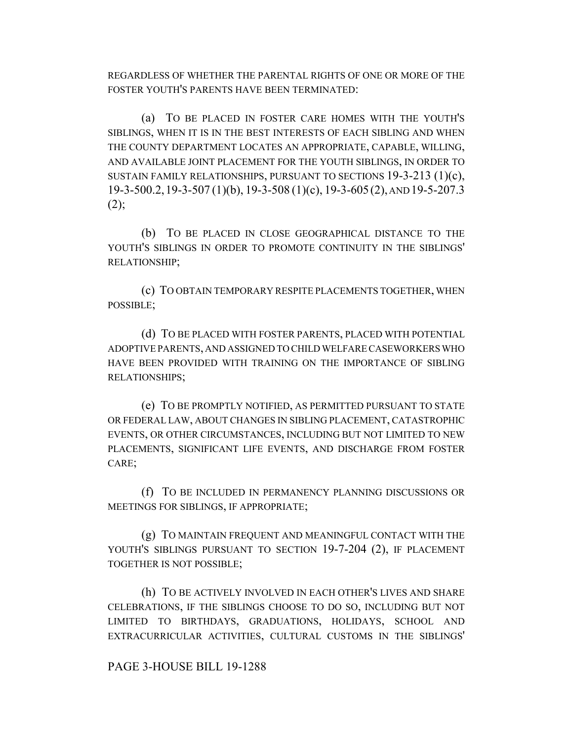REGARDLESS OF WHETHER THE PARENTAL RIGHTS OF ONE OR MORE OF THE FOSTER YOUTH'S PARENTS HAVE BEEN TERMINATED:

(a) TO BE PLACED IN FOSTER CARE HOMES WITH THE YOUTH'S SIBLINGS, WHEN IT IS IN THE BEST INTERESTS OF EACH SIBLING AND WHEN THE COUNTY DEPARTMENT LOCATES AN APPROPRIATE, CAPABLE, WILLING, AND AVAILABLE JOINT PLACEMENT FOR THE YOUTH SIBLINGS, IN ORDER TO SUSTAIN FAMILY RELATIONSHIPS, PURSUANT TO SECTIONS 19-3-213 (1)(c), 19-3-500.2, 19-3-507 (1)(b), 19-3-508 (1)(c), 19-3-605 (2), AND 19-5-207.3 (2);

(b) TO BE PLACED IN CLOSE GEOGRAPHICAL DISTANCE TO THE YOUTH'S SIBLINGS IN ORDER TO PROMOTE CONTINUITY IN THE SIBLINGS' RELATIONSHIP;

(c) TO OBTAIN TEMPORARY RESPITE PLACEMENTS TOGETHER, WHEN POSSIBLE;

(d) TO BE PLACED WITH FOSTER PARENTS, PLACED WITH POTENTIAL ADOPTIVE PARENTS, AND ASSIGNED TO CHILD WELFARE CASEWORKERS WHO HAVE BEEN PROVIDED WITH TRAINING ON THE IMPORTANCE OF SIBLING RELATIONSHIPS;

(e) TO BE PROMPTLY NOTIFIED, AS PERMITTED PURSUANT TO STATE OR FEDERAL LAW, ABOUT CHANGES IN SIBLING PLACEMENT, CATASTROPHIC EVENTS, OR OTHER CIRCUMSTANCES, INCLUDING BUT NOT LIMITED TO NEW PLACEMENTS, SIGNIFICANT LIFE EVENTS, AND DISCHARGE FROM FOSTER CARE;

(f) TO BE INCLUDED IN PERMANENCY PLANNING DISCUSSIONS OR MEETINGS FOR SIBLINGS, IF APPROPRIATE;

(g) TO MAINTAIN FREQUENT AND MEANINGFUL CONTACT WITH THE YOUTH'S SIBLINGS PURSUANT TO SECTION 19-7-204 (2), IF PLACEMENT TOGETHER IS NOT POSSIBLE;

(h) TO BE ACTIVELY INVOLVED IN EACH OTHER'S LIVES AND SHARE CELEBRATIONS, IF THE SIBLINGS CHOOSE TO DO SO, INCLUDING BUT NOT LIMITED TO BIRTHDAYS, GRADUATIONS, HOLIDAYS, SCHOOL AND EXTRACURRICULAR ACTIVITIES, CULTURAL CUSTOMS IN THE SIBLINGS'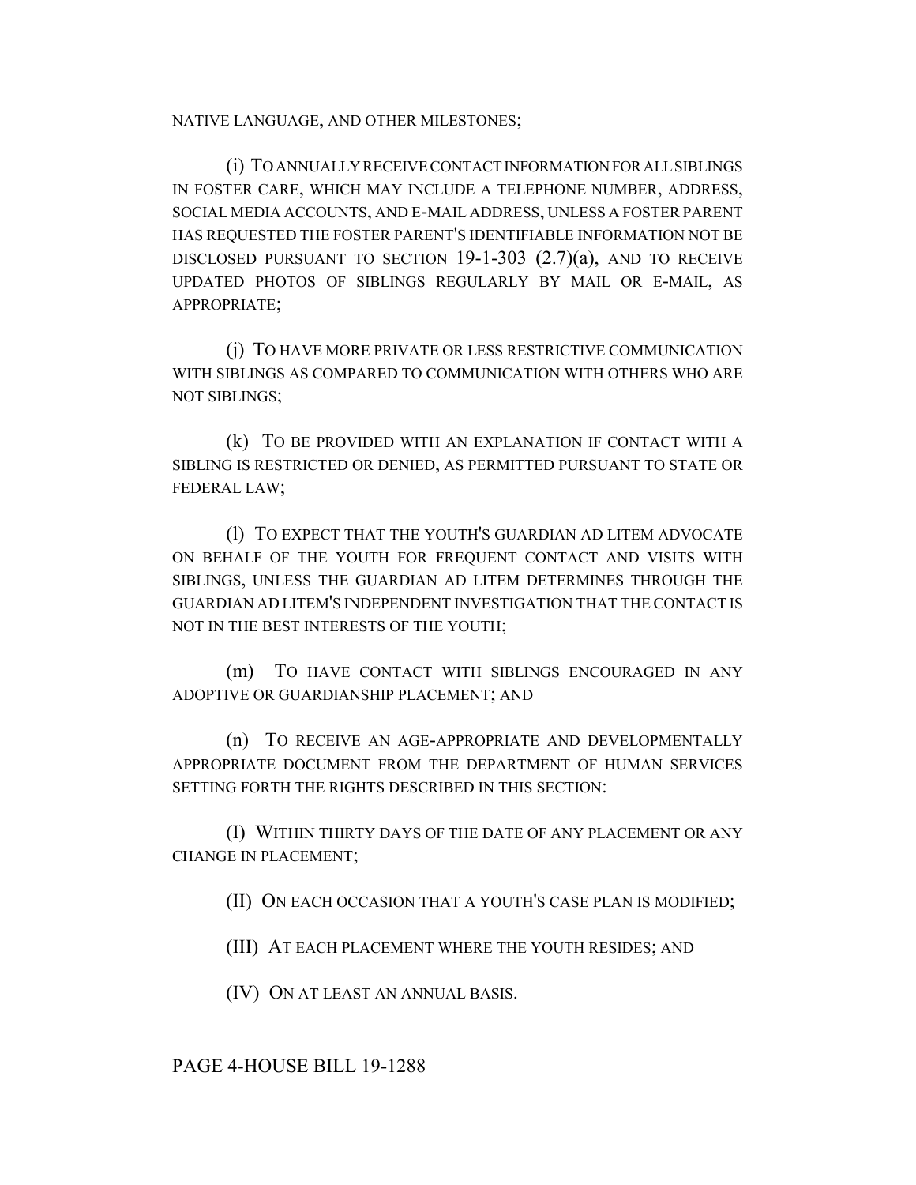NATIVE LANGUAGE, AND OTHER MILESTONES;

(i) TO ANNUALLY RECEIVE CONTACT INFORMATION FOR ALL SIBLINGS IN FOSTER CARE, WHICH MAY INCLUDE A TELEPHONE NUMBER, ADDRESS, SOCIAL MEDIA ACCOUNTS, AND E-MAIL ADDRESS, UNLESS A FOSTER PARENT HAS REQUESTED THE FOSTER PARENT'S IDENTIFIABLE INFORMATION NOT BE DISCLOSED PURSUANT TO SECTION 19-1-303 (2.7)(a), AND TO RECEIVE UPDATED PHOTOS OF SIBLINGS REGULARLY BY MAIL OR E-MAIL, AS APPROPRIATE;

(j) TO HAVE MORE PRIVATE OR LESS RESTRICTIVE COMMUNICATION WITH SIBLINGS AS COMPARED TO COMMUNICATION WITH OTHERS WHO ARE NOT SIBLINGS;

(k) TO BE PROVIDED WITH AN EXPLANATION IF CONTACT WITH A SIBLING IS RESTRICTED OR DENIED, AS PERMITTED PURSUANT TO STATE OR FEDERAL LAW;

(l) TO EXPECT THAT THE YOUTH'S GUARDIAN AD LITEM ADVOCATE ON BEHALF OF THE YOUTH FOR FREQUENT CONTACT AND VISITS WITH SIBLINGS, UNLESS THE GUARDIAN AD LITEM DETERMINES THROUGH THE GUARDIAN AD LITEM'S INDEPENDENT INVESTIGATION THAT THE CONTACT IS NOT IN THE BEST INTERESTS OF THE YOUTH;

(m) TO HAVE CONTACT WITH SIBLINGS ENCOURAGED IN ANY ADOPTIVE OR GUARDIANSHIP PLACEMENT; AND

(n) TO RECEIVE AN AGE-APPROPRIATE AND DEVELOPMENTALLY APPROPRIATE DOCUMENT FROM THE DEPARTMENT OF HUMAN SERVICES SETTING FORTH THE RIGHTS DESCRIBED IN THIS SECTION:

(I) WITHIN THIRTY DAYS OF THE DATE OF ANY PLACEMENT OR ANY CHANGE IN PLACEMENT;

(II) ON EACH OCCASION THAT A YOUTH'S CASE PLAN IS MODIFIED;

(III) AT EACH PLACEMENT WHERE THE YOUTH RESIDES; AND

(IV) ON AT LEAST AN ANNUAL BASIS.

PAGE 4-HOUSE BILL 19-1288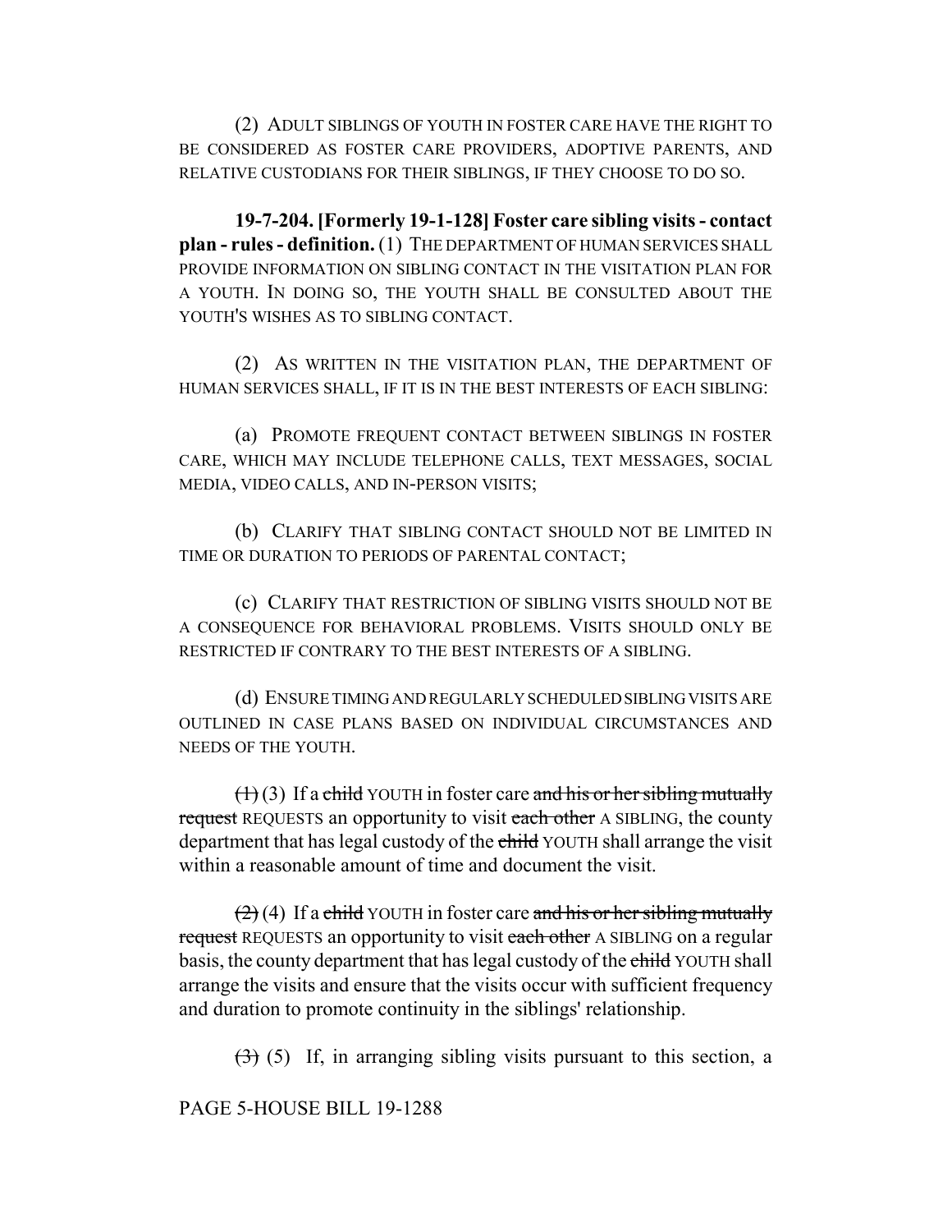(2) ADULT SIBLINGS OF YOUTH IN FOSTER CARE HAVE THE RIGHT TO BE CONSIDERED AS FOSTER CARE PROVIDERS, ADOPTIVE PARENTS, AND RELATIVE CUSTODIANS FOR THEIR SIBLINGS, IF THEY CHOOSE TO DO SO.

**19-7-204. [Formerly 19-1-128] Foster care sibling visits - contact plan - rules - definition.** (1) THE DEPARTMENT OF HUMAN SERVICES SHALL PROVIDE INFORMATION ON SIBLING CONTACT IN THE VISITATION PLAN FOR A YOUTH. IN DOING SO, THE YOUTH SHALL BE CONSULTED ABOUT THE YOUTH'S WISHES AS TO SIBLING CONTACT.

(2) AS WRITTEN IN THE VISITATION PLAN, THE DEPARTMENT OF HUMAN SERVICES SHALL, IF IT IS IN THE BEST INTERESTS OF EACH SIBLING:

(a) PROMOTE FREQUENT CONTACT BETWEEN SIBLINGS IN FOSTER CARE, WHICH MAY INCLUDE TELEPHONE CALLS, TEXT MESSAGES, SOCIAL MEDIA, VIDEO CALLS, AND IN-PERSON VISITS;

(b) CLARIFY THAT SIBLING CONTACT SHOULD NOT BE LIMITED IN TIME OR DURATION TO PERIODS OF PARENTAL CONTACT;

(c) CLARIFY THAT RESTRICTION OF SIBLING VISITS SHOULD NOT BE A CONSEQUENCE FOR BEHAVIORAL PROBLEMS. VISITS SHOULD ONLY BE RESTRICTED IF CONTRARY TO THE BEST INTERESTS OF A SIBLING.

(d) ENSURE TIMING AND REGULARLY SCHEDULED SIBLING VISITS ARE OUTLINED IN CASE PLANS BASED ON INDIVIDUAL CIRCUMSTANCES AND NEEDS OF THE YOUTH.

~~(1)~~ (3) If a ~~child~~ YOUTH in foster care ~~and his or her sibling mutually request~~ REQUESTS an opportunity to visit ~~each other~~ A SIBLING, the county department that has legal custody of the ~~child~~ YOUTH shall arrange the visit within a reasonable amount of time and document the visit.

~~(2)~~ (4) If a ~~child~~ YOUTH in foster care ~~and his or her sibling mutually request~~ REQUESTS an opportunity to visit ~~each other~~ A SIBLING on a regular basis, the county department that has legal custody of the ~~child~~ YOUTH shall arrange the visits and ensure that the visits occur with sufficient frequency and duration to promote continuity in the siblings' relationship.

~~(3)~~ (5) If, in arranging sibling visits pursuant to this section, a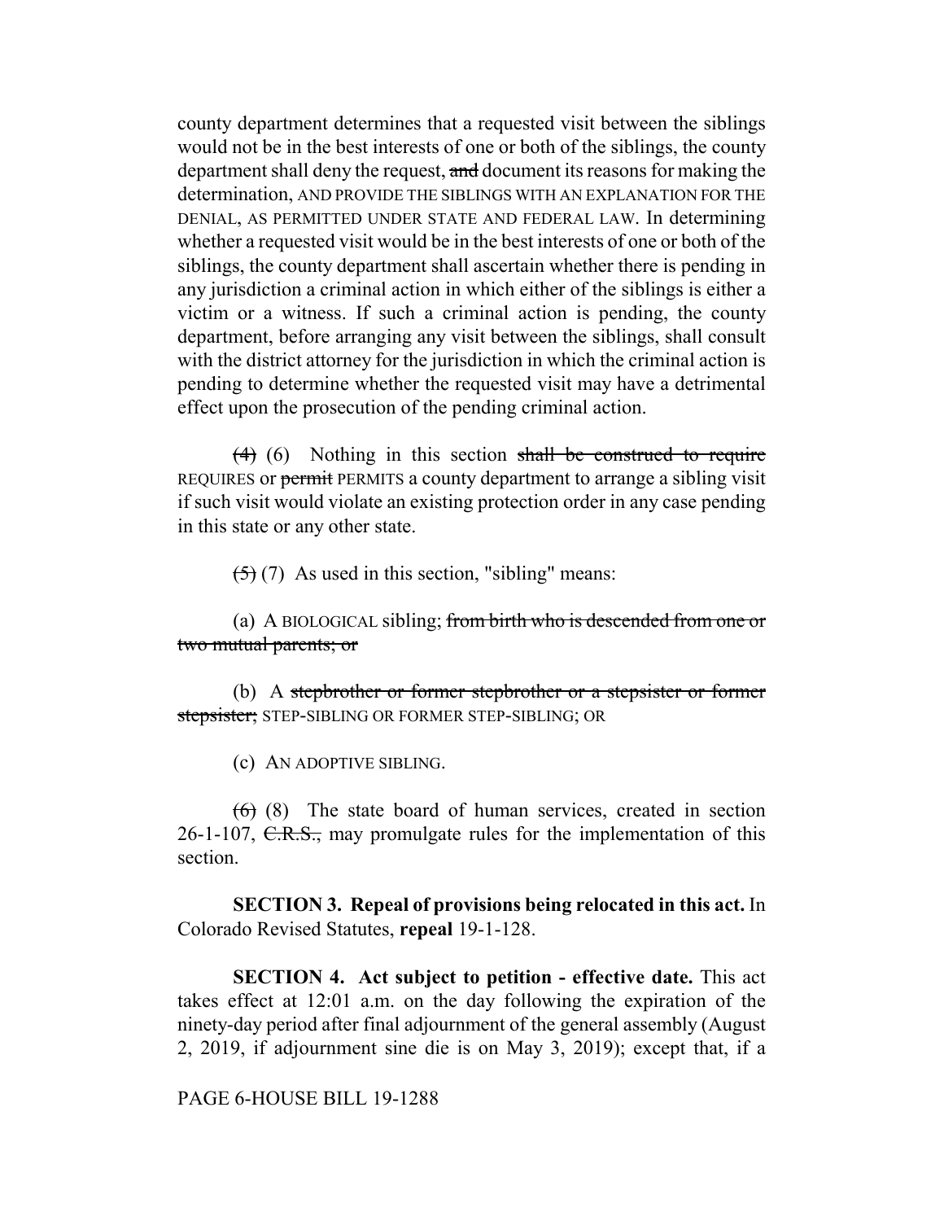county department determines that a requested visit between the siblings would not be in the best interests of one or both of the siblings, the county department shall deny the request, ~~and~~ document its reasons for making the determination, AND PROVIDE THE SIBLINGS WITH AN EXPLANATION FOR THE DENIAL, AS PERMITTED UNDER STATE AND FEDERAL LAW. In determining whether a requested visit would be in the best interests of one or both of the siblings, the county department shall ascertain whether there is pending in any jurisdiction a criminal action in which either of the siblings is either a victim or a witness. If such a criminal action is pending, the county department, before arranging any visit between the siblings, shall consult with the district attorney for the jurisdiction in which the criminal action is pending to determine whether the requested visit may have a detrimental effect upon the prosecution of the pending criminal action.

~~(4)~~ (6) Nothing in this section ~~shall be construed to require~~ REQUIRES or ~~permit~~ PERMITS a county department to arrange a sibling visit if such visit would violate an existing protection order in any case pending in this state or any other state.

~~(5)~~ (7) As used in this section, "sibling" means:

(a) A BIOLOGICAL sibling; ~~from birth who is descended from one or two mutual parents; or~~

(b) A ~~stepbrother or former stepbrother or a stepsister or former stepsister;~~ STEP-SIBLING OR FORMER STEP-SIBLING; OR

(c) AN ADOPTIVE SIBLING.

~~(6)~~ (8) The state board of human services, created in section 26-1-107, ~~C.R.S.,~~ may promulgate rules for the implementation of this section.

**SECTION 3. Repeal of provisions being relocated in this act.** In Colorado Revised Statutes, **repeal** 19-1-128.

**SECTION 4. Act subject to petition - effective date.** This act takes effect at 12:01 a.m. on the day following the expiration of the ninety-day period after final adjournment of the general assembly (August 2, 2019, if adjournment sine die is on May 3, 2019); except that, if a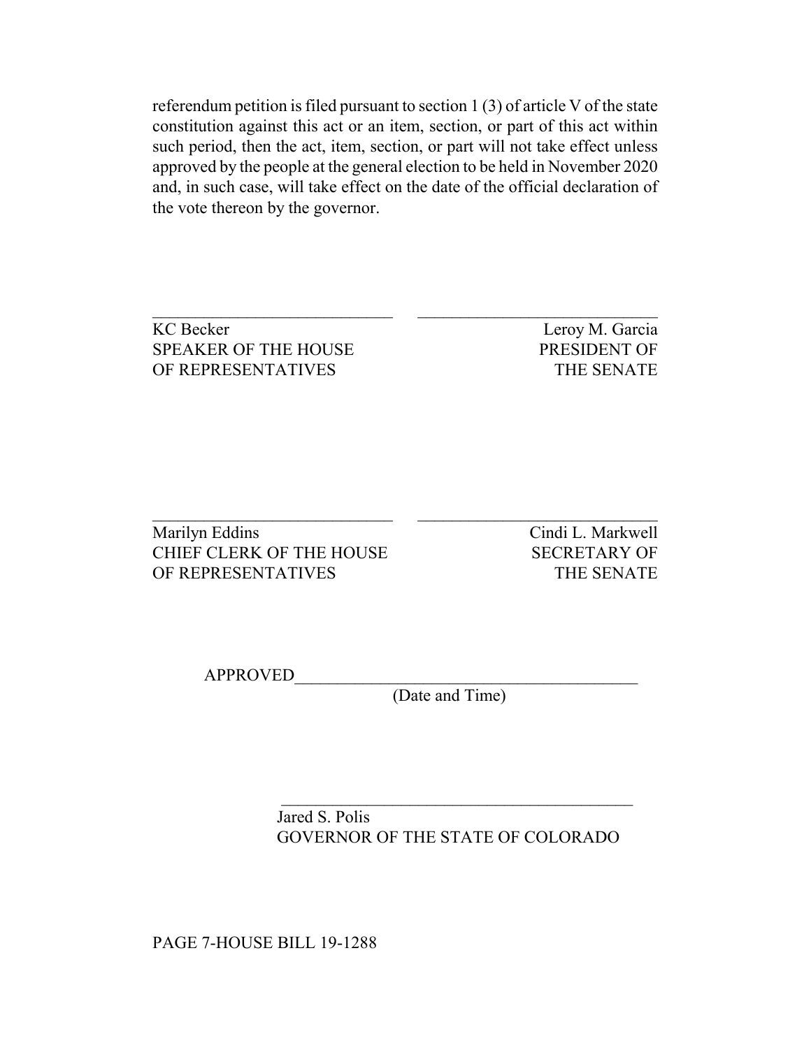referendum petition is filed pursuant to section 1 (3) of article V of the state constitution against this act or an item, section, or part of this act within such period, then the act, item, section, or part will not take effect unless approved by the people at the general election to be held in November 2020 and, in such case, will take effect on the date of the official declaration of the vote thereon by the governor.

____________________________
KC Becker
SPEAKER OF THE HOUSE
OF REPRESENTATIVES

____________________________
Leroy M. Garcia
PRESIDENT OF
THE SENATE

____________________________
Marilyn Eddins
CHIEF CLERK OF THE HOUSE
OF REPRESENTATIVES

____________________________
Cindi L. Markwell
SECRETARY OF
THE SENATE

APPROVED________________________________________
(Date and Time)

_________________________________________
Jared S. Polis
GOVERNOR OF THE STATE OF COLORADO

PAGE 7-HOUSE BILL 19-1288